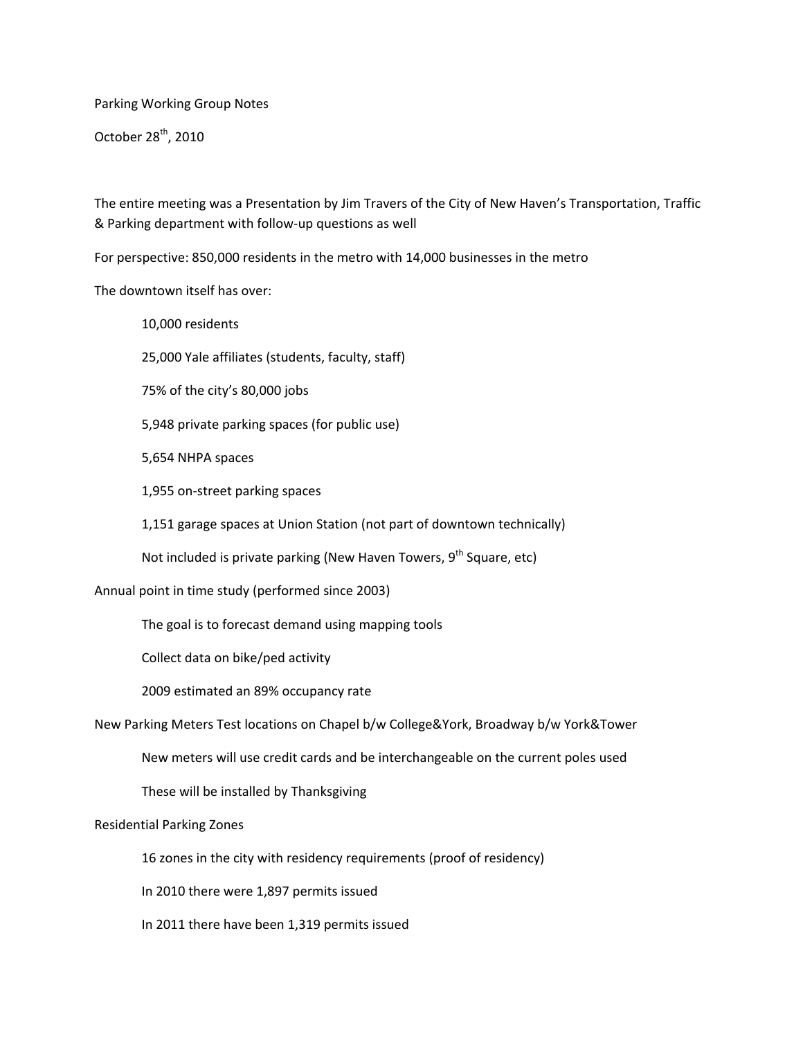Parking Working Group Notes

October 28th, 2010

The entire meeting was a Presentation by Jim Travers of the City of New Haven's Transportation, Traffic & Parking department with follow-up questions as well

For perspective: 850,000 residents in the metro with 14,000 businesses in the metro

The downtown itself has over:

- 10,000 residents
- 25,000 Yale affiliates (students, faculty, staff)
- 75% of the city's 80,000 jobs
- 5,948 private parking spaces (for public use)
- 5,654 NHPA spaces
- 1,955 on-street parking spaces
- 1,151 garage spaces at Union Station (not part of downtown technically)
- Not included is private parking (New Haven Towers, 9th Square, etc)

Annual point in time study (performed since 2003)

- The goal is to forecast demand using mapping tools
- Collect data on bike/ped activity
- 2009 estimated an 89% occupancy rate

New Parking Meters Test locations on Chapel b/w College&York, Broadway b/w York&Tower

- New meters will use credit cards and be interchangeable on the current poles used
- These will be installed by Thanksgiving

Residential Parking Zones

- 16 zones in the city with residency requirements (proof of residency)
- In 2010 there were 1,897 permits issued
- In 2011 there have been 1,319 permits issued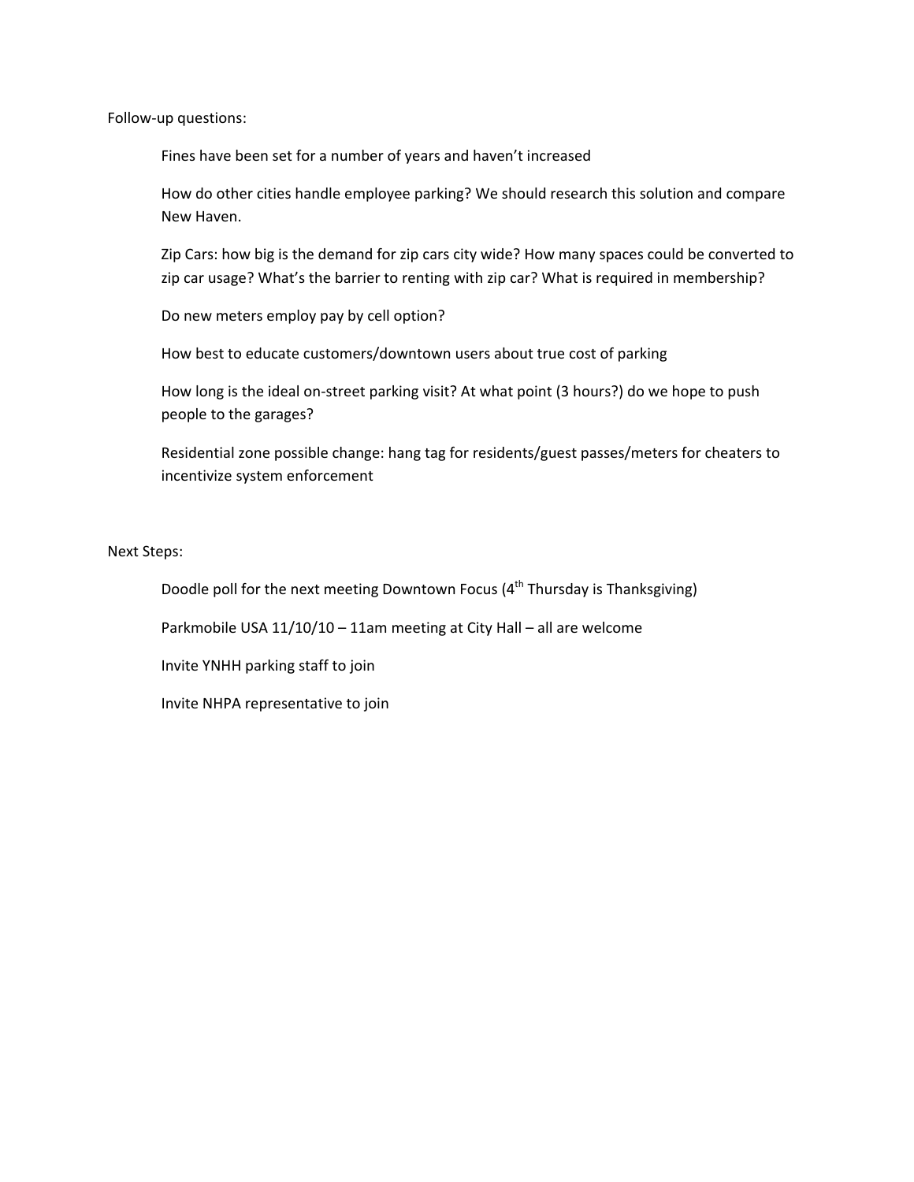Follow-up questions:

Fines have been set for a number of years and haven't increased

How do other cities handle employee parking? We should research this solution and compare New Haven.

Zip Cars: how big is the demand for zip cars city wide? How many spaces could be converted to zip car usage? What's the barrier to renting with zip car? What is required in membership?

Do new meters employ pay by cell option?

How best to educate customers/downtown users about true cost of parking

How long is the ideal on-street parking visit? At what point (3 hours?) do we hope to push people to the garages?

Residential zone possible change: hang tag for residents/guest passes/meters for cheaters to incentivize system enforcement

Next Steps:

Doodle poll for the next meeting Downtown Focus (4th Thursday is Thanksgiving)

Parkmobile USA 11/10/10 – 11am meeting at City Hall – all are welcome

Invite YNHH parking staff to join

Invite NHPA representative to join